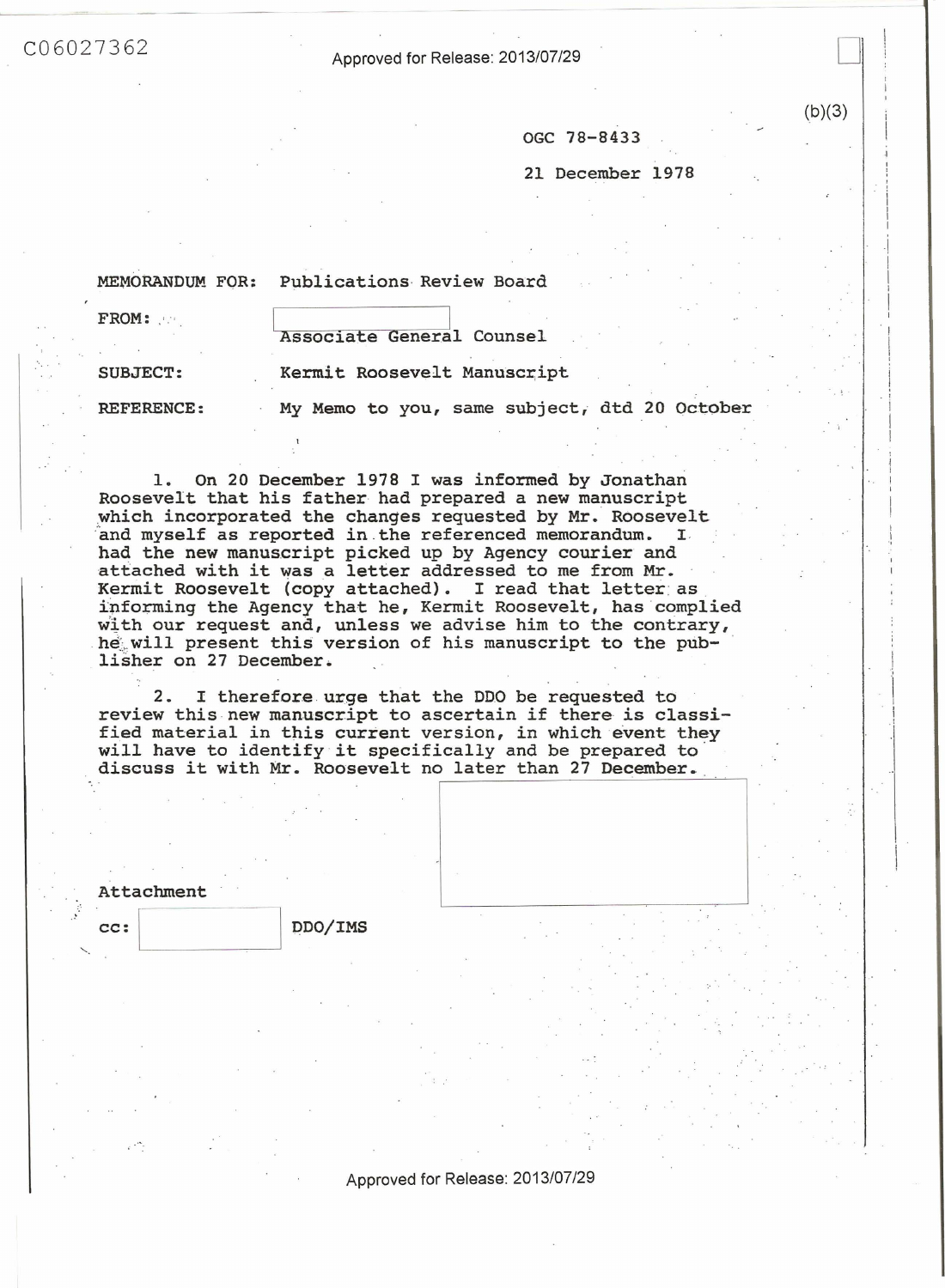C06027362

(b)(3)

OGC 78-8433

21 December 1978

MEMORANDUM FOR: Publications Review Board

FROM: [redacted]
Associate General Counsel

SUBJECT: Kermit Roosevelt Manuscript

REFERENCE: My Memo to you, same subject, dtd 20 October

1. On 20 December 1978 I was informed by Jonathan Roosevelt that his father had prepared a new manuscript which incorporated the changes requested by Mr. Roosevelt and myself as reported in the referenced memorandum. I had the new manuscript picked up by Agency courier and attached with it was a letter addressed to me from Mr. Kermit Roosevelt (copy attached). I read that letter as informing the Agency that he, Kermit Roosevelt, has complied with our request and, unless we advise him to the contrary, he will present this version of his manuscript to the publisher on 27 December.

2. I therefore urge that the DDO be requested to review this new manuscript to ascertain if there is classified material in this current version, in which event they will have to identify it specifically and be prepared to discuss it with Mr. Roosevelt no later than 27 December.

[redacted]

Attachment

cc: [redacted] DDO/IMS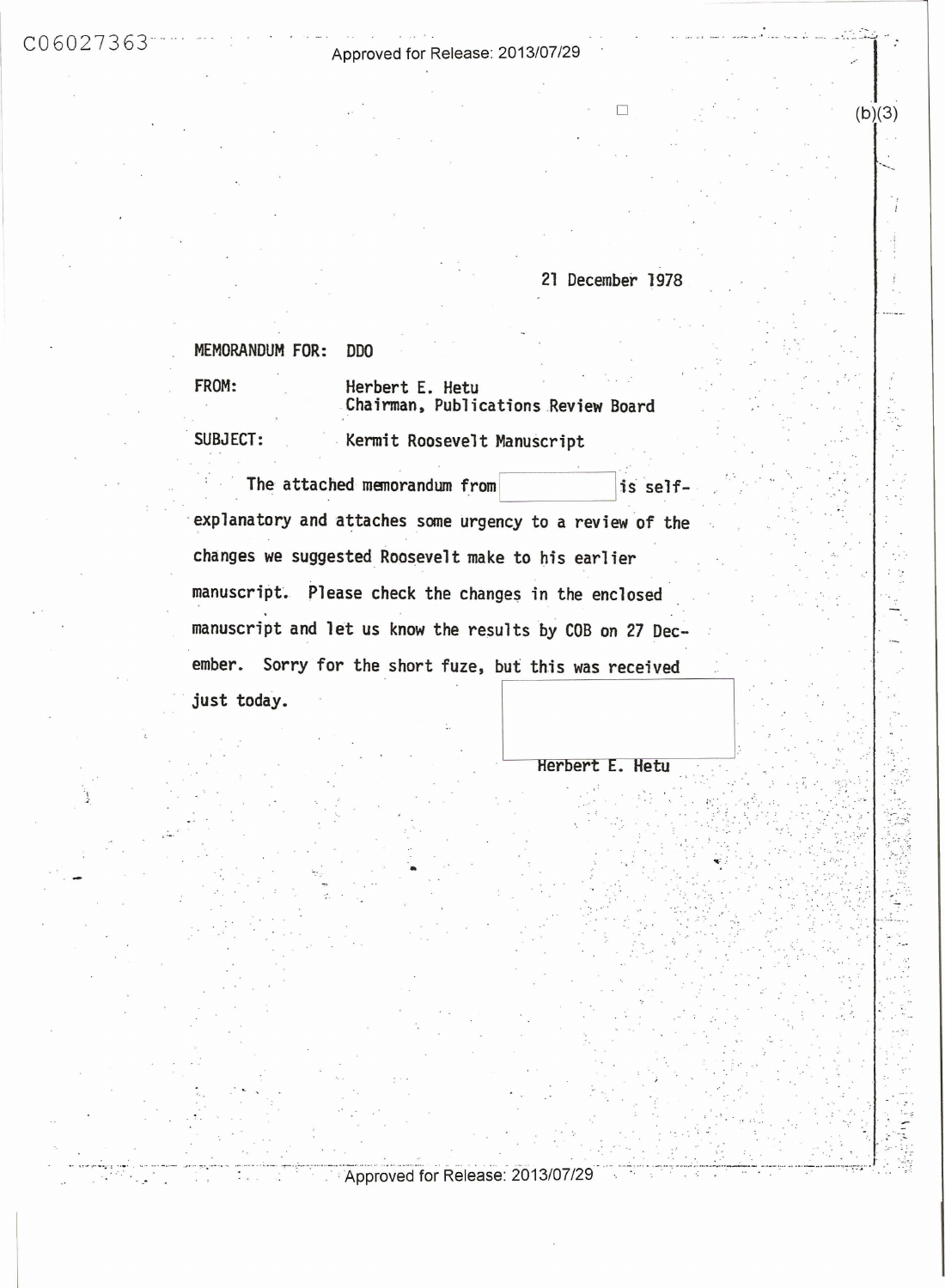C06027363

Approved for Release: 2013/07/29

(b)(3)

21 December 1978

MEMORANDUM FOR: DDO

FROM: Herbert E. Hetu
Chairman, Publications Review Board

SUBJECT: Kermit Roosevelt Manuscript

The attached memorandum from [redacted] is self-explanatory and attaches some urgency to a review of the changes we suggested Roosevelt make to his earlier manuscript. Please check the changes in the enclosed manuscript and let us know the results by COB on 27 December. Sorry for the short fuze, but this was received just today.

[redacted]

Herbert E. Hetu

Approved for Release: 2013/07/29